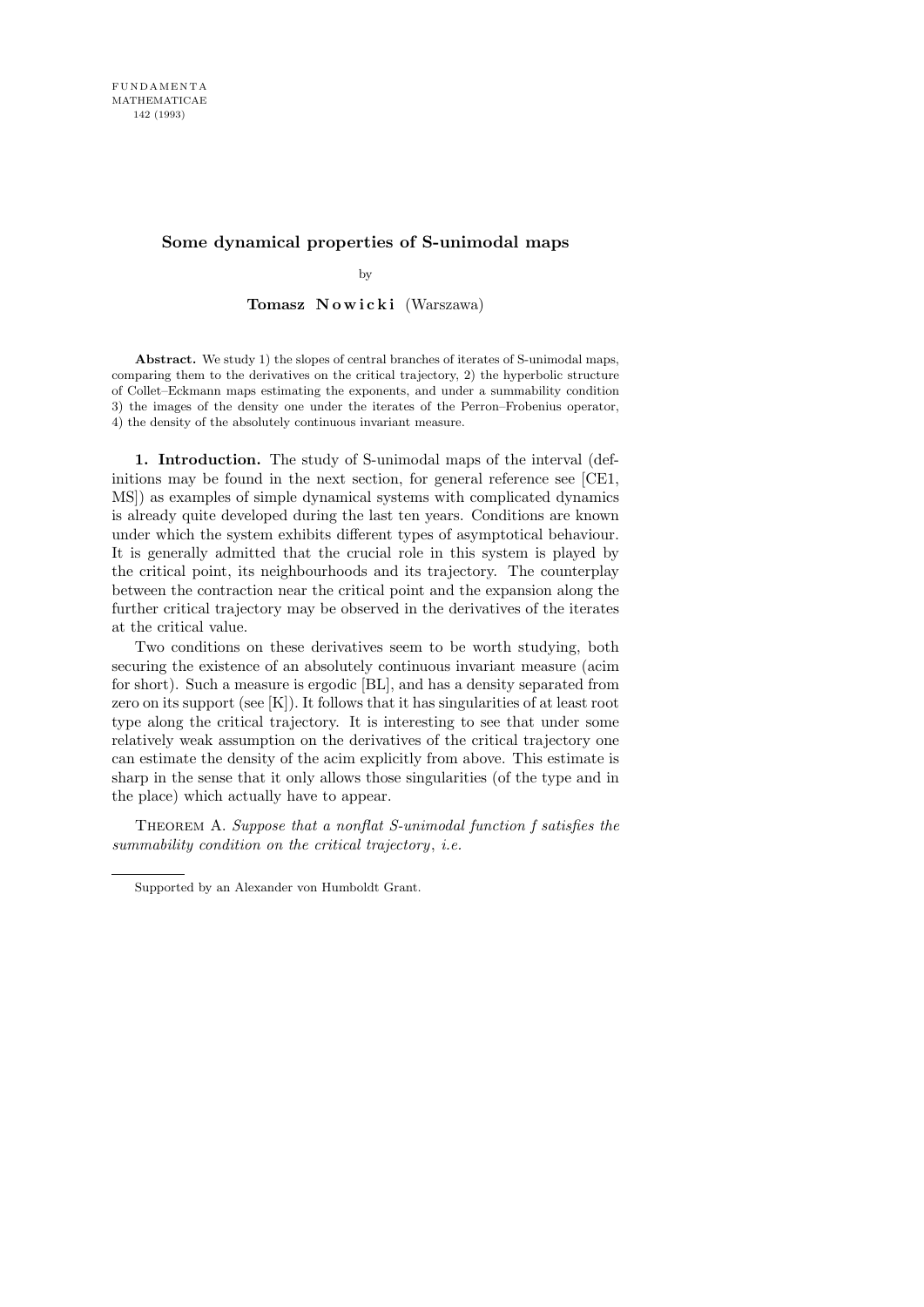FUNDAMENTA MATHEMATICAE 142 (1993)

# Some dynamical properties of S-unimodal maps

by

**Tomasz Nowicki** (Warszawa)

**Abstract.** We study 1) the slopes of central branches of iterates of S-unimodal maps, comparing them to the derivatives on the critical trajectory, 2) the hyperbolic structure of Collet–Eckmann maps estimating the exponents, and under a summability condition 3) the images of the density one under the iterates of the Perron–Frobenius operator, 4) the density of the absolutely continuous invariant measure.

**1. Introduction.** The study of S-unimodal maps of the interval (definitions may be found in the next section, for general reference see [CE1, MS]) as examples of simple dynamical systems with complicated dynamics is already quite developed during the last ten years. Conditions are known under which the system exhibits different types of asymptotical behaviour. It is generally admitted that the crucial role in this system is played by the critical point, its neighbourhoods and its trajectory. The counterplay between the contraction near the critical point and the expansion along the further critical trajectory may be observed in the derivatives of the iterates at the critical value.

Two conditions on these derivatives seem to be worth studying, both securing the existence of an absolutely continuous invariant measure (acim for short). Such a measure is ergodic [BL], and has a density separated from zero on its support (see [K]). It follows that it has singularities of at least root type along the critical trajectory. It is interesting to see that under some relatively weak assumption on the derivatives of the critical trajectory one can estimate the density of the acim explicitly from above. This estimate is sharp in the sense that it only allows those singularities (of the type and in the place) which actually have to appear.

Theorem A. *Suppose that a nonflat S-unimodal function $f$ satisfies the summability condition on the critical trajectory*, *i.e.*

Supported by an Alexander von Humboldt Grant.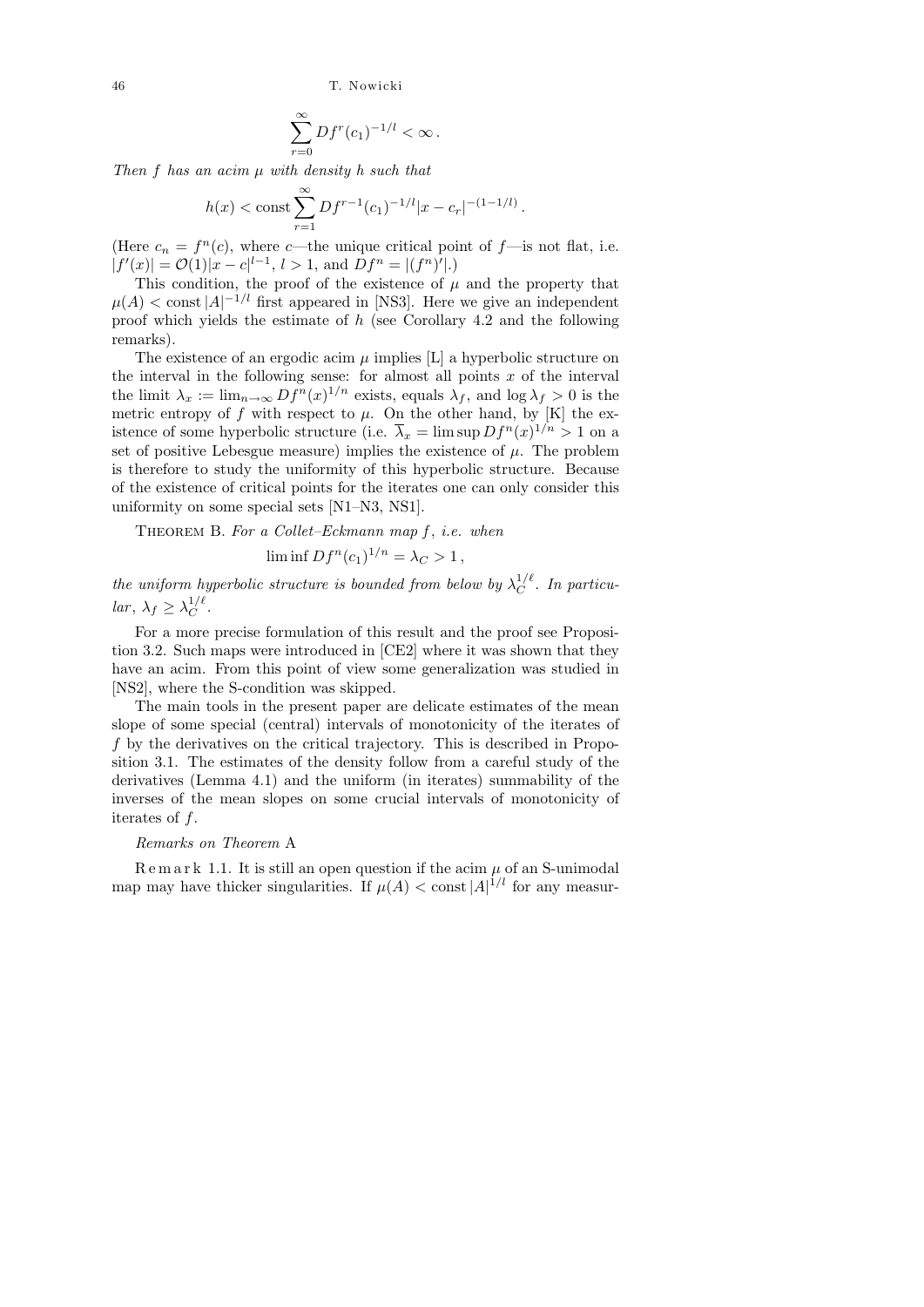$$\sum_{r=0}^{\infty} Df^r(c_1)^{-1/l} < \infty .$$

*Then $f$ has an acim $\mu$ with density $h$ such that*

$$h(x) < \text{const} \sum_{r=1}^{\infty} Df^{r-1}(c_1)^{-1/l} |x - c_r|^{-(1-1/l)} .$$

(Here $c_n = f^n(c)$, where $c$—the unique critical point of $f$—is not flat, i.e. $|f'(x)| = \mathcal{O}(1)|x - c|^{l-1}$, $l > 1$, and $Df^n = |(f^n)'|$.)

This condition, the proof of the existence of $\mu$ and the property that $\mu(A) < \text{const}\,|A|^{-1/l}$ first appeared in [NS3]. Here we give an independent proof which yields the estimate of $h$ (see Corollary 4.2 and the following remarks).

The existence of an ergodic acim $\mu$ implies [L] a hyperbolic structure on the interval in the following sense: for almost all points $x$ of the interval the limit $\lambda_x := \lim_{n\to\infty} Df^n(x)^{1/n}$ exists, equals $\lambda_f$, and $\log \lambda_f > 0$ is the metric entropy of $f$ with respect to $\mu$. On the other hand, by [K] the existence of some hyperbolic structure (i.e. $\overline{\lambda}_x = \limsup Df^n(x)^{1/n} > 1$ on a set of positive Lebesgue measure) implies the existence of $\mu$. The problem is therefore to study the uniformity of this hyperbolic structure. Because of the existence of critical points for the iterates one can only consider this uniformity on some special sets [N1–N3, NS1].

Theorem B. *For a Collet–Eckmann map $f$, i.e. when*

$$\liminf Df^n(c_1)^{1/n} = \lambda_C > 1 ,$$

*the uniform hyperbolic structure is bounded from below by $\lambda_C^{1/\ell}$. In particular, $\lambda_f \geq \lambda_C^{1/\ell}$.*

For a more precise formulation of this result and the proof see Proposition 3.2. Such maps were introduced in [CE2] where it was shown that they have an acim. From this point of view some generalization was studied in [NS2], where the S-condition was skipped.

The main tools in the present paper are delicate estimates of the mean slope of some special (central) intervals of monotonicity of the iterates of $f$ by the derivatives on the critical trajectory. This is described in Proposition 3.1. The estimates of the density follow from a careful study of the derivatives (Lemma 4.1) and the uniform (in iterates) summability of the inverses of the mean slopes on some crucial intervals of monotonicity of iterates of $f$.

*Remarks on Theorem* A

Remark 1.1. It is still an open question if the acim $\mu$ of an S-unimodal map may have thicker singularities. If $\mu(A) < \text{const}\,|A|^{1/l}$ for any measur-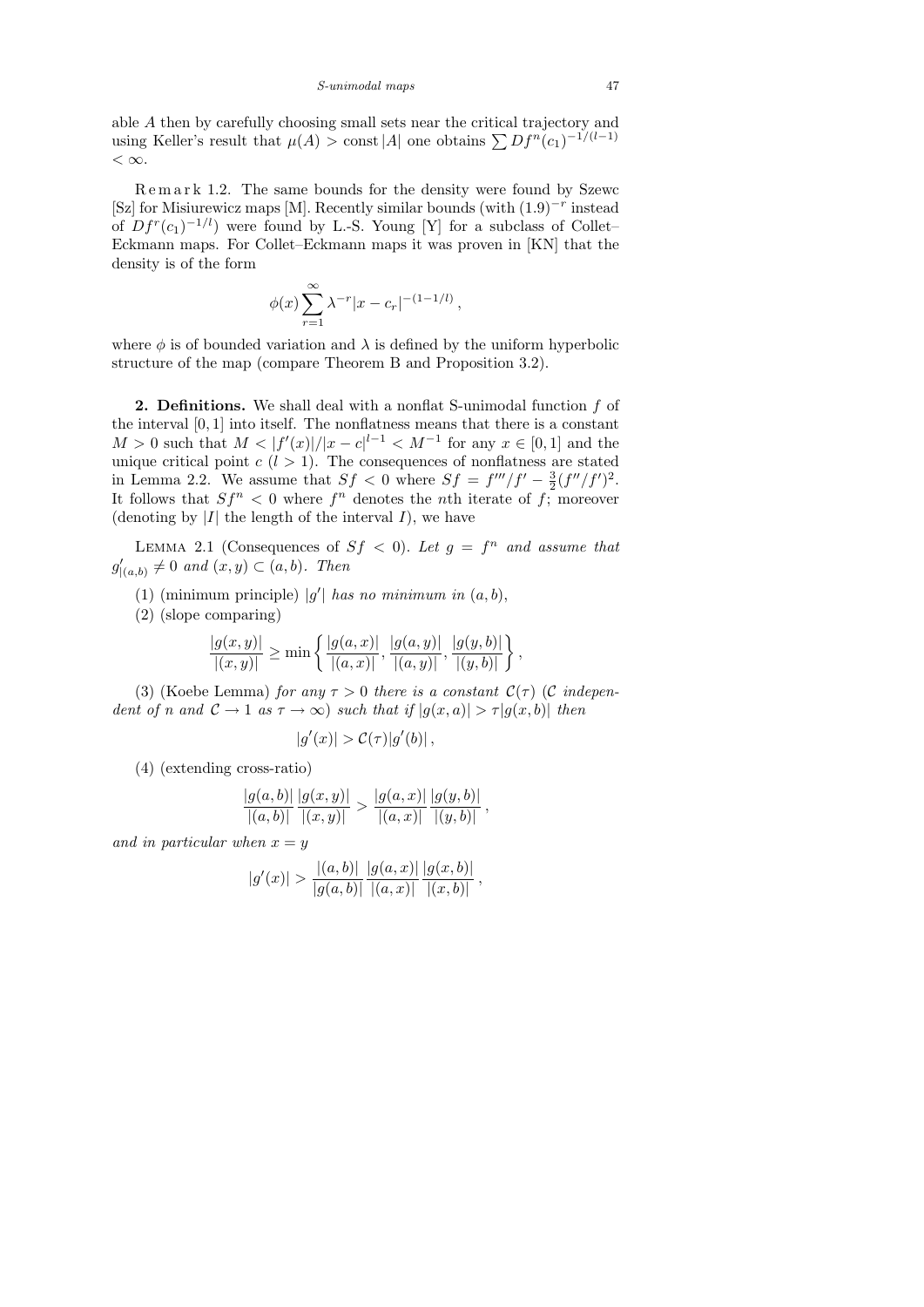able $A$ then by carefully choosing small sets near the critical trajectory and using Keller's result that $\mu(A) > \text{const}\,|A|$ one obtains $\sum Df^n(c_1)^{-1/(l-1)} < \infty$.

Remark 1.2. The same bounds for the density were found by Szewc [Sz] for Misiurewicz maps [M]. Recently similar bounds (with $(1.9)^{-r}$ instead of $Df^r(c_1)^{-1/l}$) were found by L.-S. Young [Y] for a subclass of Collet–Eckmann maps. For Collet–Eckmann maps it was proven in [KN] that the density is of the form

$$\phi(x)\sum_{r=1}^{\infty} \lambda^{-r}|x - c_r|^{-(1-1/l)}\,,$$

where $\phi$ is of bounded variation and $\lambda$ is defined by the uniform hyperbolic structure of the map (compare Theorem B and Proposition 3.2).

**2. Definitions.** We shall deal with a nonflat S-unimodal function $f$ of the interval $[0,1]$ into itself. The nonflatness means that there is a constant $M > 0$ such that $M < |f'(x)|/|x-c|^{l-1} < M^{-1}$ for any $x \in [0,1]$ and the unique critical point $c$ ($l > 1$). The consequences of nonflatness are stated in Lemma 2.2. We assume that $Sf < 0$ where $Sf = f'''/f' - \frac{3}{2}(f''/f')^2$. It follows that $Sf^n < 0$ where $f^n$ denotes the $n$th iterate of $f$; moreover (denoting by $|I|$ the length of the interval $I$), we have

Lemma 2.1 (Consequences of $Sf < 0$). *Let $g = f^n$ and assume that $g'_{|(a,b)} \neq 0$ and $(x,y) \subset (a,b)$. Then*

(1) (minimum principle) $|g'|$ *has no minimum in* $(a,b)$,

(2) (slope comparing)

$$\frac{|g(x,y)|}{|(x,y)|} \geq \min\left\{\frac{|g(a,x)|}{|(a,x)|}, \frac{|g(a,y)|}{|(a,y)|}, \frac{|g(y,b)|}{|(y,b)|}\right\},$$

(3) (Koebe Lemma) *for any $\tau > 0$ there is a constant $\mathcal{C}(\tau)$ ($\mathcal{C}$ independent of $n$ and $\mathcal{C} \to 1$ as $\tau \to \infty$) such that if $|g(x,a)| > \tau|g(x,b)|$ then*

$$|g'(x)| > \mathcal{C}(\tau)|g'(b)|\,,$$

(4) (extending cross-ratio)

$$\frac{|g(a,b)|}{|(a,b)|}\frac{|g(x,y)|}{|(x,y)|} > \frac{|g(a,x)|}{|(a,x)|}\frac{|g(y,b)|}{|(y,b)|}\,,$$

*and in particular when $x = y$*

$$|g'(x)| > \frac{|(a,b)|}{|g(a,b)|}\frac{|g(a,x)|}{|(a,x)|}\frac{|g(x,b)|}{|(x,b)|}\,,$$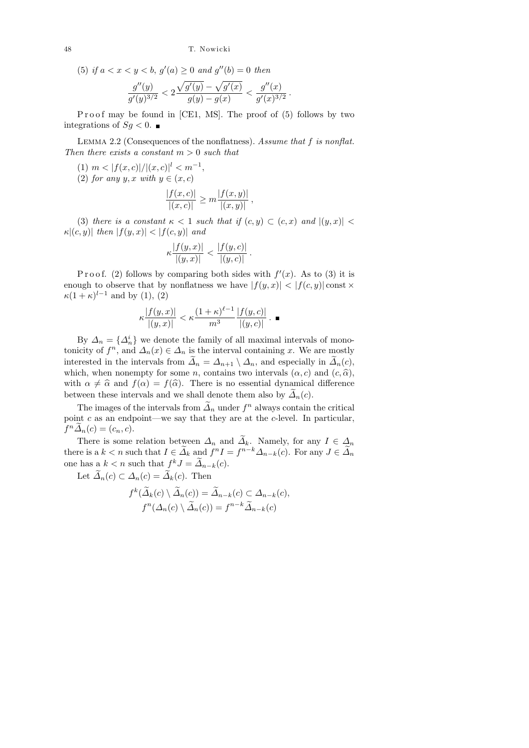(5) *if* $a < x < y < b$, $g'(a) \ge 0$ *and* $g''(b) = 0$ *then*

$$\frac{g''(y)}{g'(y)^{3/2}} < 2\frac{\sqrt{g'(y)} - \sqrt{g'(x)}}{g(y) - g(x)} < \frac{g''(x)}{g'(x)^{3/2}}.$$

Proof may be found in [CE1, MS]. The proof of (5) follows by two integrations of $Sg < 0$. ■

Lemma 2.2 (Consequences of the nonflatness). *Assume that* $f$ *is nonflat. Then there exists a constant* $m > 0$ *such that*

(1) $m < |f(x,c)|/|(x,c)|^l < m^{-1}$,

(2) *for any* $y, x$ *with* $y \in (x,c)$

$$\frac{|f(x,c)|}{|(x,c)|} \ge m\frac{|f(x,y)|}{|(x,y)|},$$

(3) *there is a constant* $\kappa < 1$ *such that if* $(c,y) \subset (c,x)$ *and* $|(y,x)| < \kappa|(c,y)|$ *then* $|f(y,x)| < |f(c,y)|$ *and*

$$\kappa\frac{|f(y,x)|}{|(y,x)|} < \frac{|f(y,c)|}{|(y,c)|}.$$

Proof. (2) follows by comparing both sides with $f'(x)$. As to (3) it is enough to observe that by nonflatness we have $|f(y,x)| < |f(c,y)|\,\mathrm{const} \times \kappa(1+\kappa)^{l-1}$ and by (1), (2)

$$\kappa\frac{|f(y,x)|}{|(y,x)|} < \kappa\frac{(1+\kappa)^{\ell-1}}{m^3}\frac{|f(y,c)|}{|(y,c)|}. \ ■$$

By $\Delta_n = \{\Delta_n^i\}$ we denote the family of all maximal intervals of monotonicity of $f^n$, and $\Delta_n(x) \in \Delta_n$ is the interval containing $x$. We are mostly interested in the intervals from $\widetilde{\Delta}_n = \Delta_{n+1} \setminus \Delta_n$, and especially in $\widetilde{\Delta}_n(c)$, which, when nonempty for some $n$, contains two intervals $(\alpha, c)$ and $(c, \widehat{\alpha})$, with $\alpha \neq \widehat{\alpha}$ and $f(\alpha) = f(\widehat{\alpha})$. There is no essential dynamical difference between these intervals and we shall denote them also by $\widetilde{\Delta}_n(c)$.

The images of the intervals from $\widetilde{\Delta}_n$ under $f^n$ always contain the critical point $c$ as an endpoint—we say that they are at the $c$-level. In particular, $f^n\widetilde{\Delta}_n(c) = (c_n, c)$.

There is some relation between $\Delta_n$ and $\widetilde{\Delta}_k$. Namely, for any $I \in \Delta_n$ there is a $k < n$ such that $I \in \widetilde{\Delta}_k$ and $f^n I = f^{n-k}\Delta_{n-k}(c)$. For any $J \in \widetilde{\Delta}_n$ one has a $k < n$ such that $f^k J = \widetilde{\Delta}_{n-k}(c)$.

Let $\widetilde{\Delta}_n(c) \subset \Delta_n(c) = \widetilde{\Delta}_k(c)$. Then

$$f^k(\widetilde{\Delta}_k(c) \setminus \widetilde{\Delta}_n(c)) = \widetilde{\Delta}_{n-k}(c) \subset \Delta_{n-k}(c),$$
$$f^n(\Delta_n(c) \setminus \widetilde{\Delta}_n(c)) = f^{n-k}\widetilde{\Delta}_{n-k}(c)$$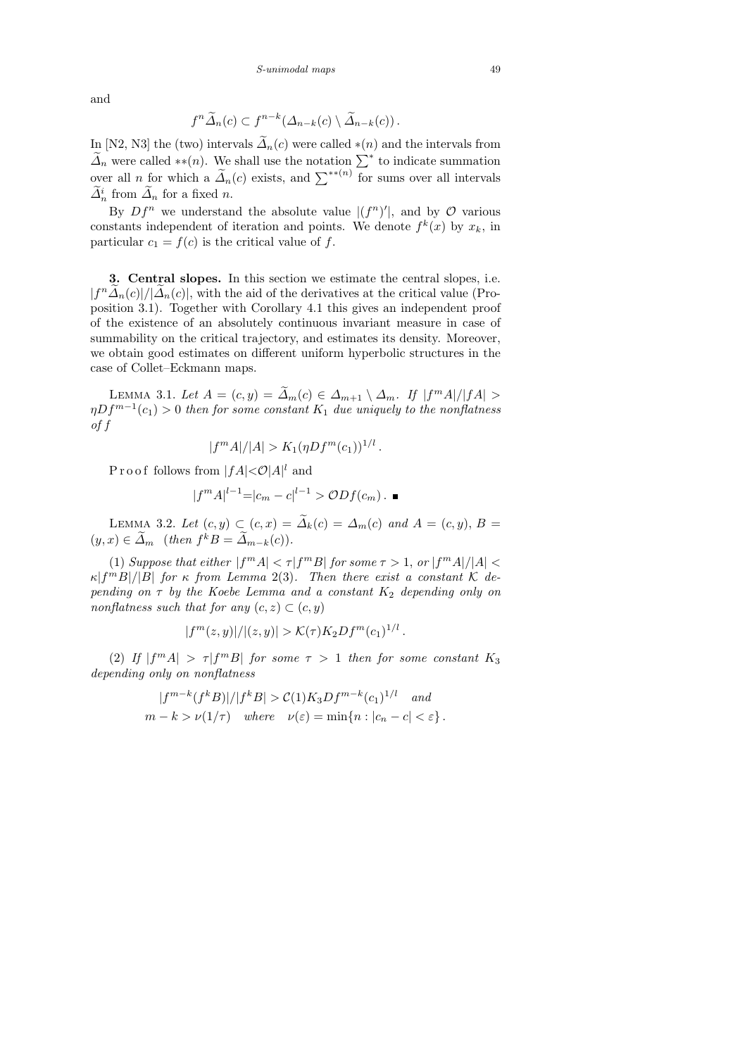and

$$f^n \widetilde{\Delta}_n(c) \subset f^{n-k}(\Delta_{n-k}(c) \setminus \widetilde{\Delta}_{n-k}(c)).$$

In [N2, N3] the (two) intervals $\widetilde{\Delta}_n(c)$ were called $*(n)$ and the intervals from $\widetilde{\Delta}_n$ were called $**(n)$. We shall use the notation $\sum^*$ to indicate summation over all $n$ for which a $\widetilde{\Delta}_n(c)$ exists, and $\sum^{**(n)}$ for sums over all intervals $\widetilde{\Delta}_n^i$ from $\widetilde{\Delta}_n$ for a fixed $n$.

By $Df^n$ we understand the absolute value $|(f^n)'|$, and by $\mathcal{O}$ various constants independent of iteration and points. We denote $f^k(x)$ by $x_k$, in particular $c_1 = f(c)$ is the critical value of $f$.

**3. Central slopes.** In this section we estimate the central slopes, i.e. $|f^n \widetilde{\Delta}_n(c)|/|\widetilde{\Delta}_n(c)|$, with the aid of the derivatives at the critical value (Proposition 3.1). Together with Corollary 4.1 this gives an independent proof of the existence of an absolutely continuous invariant measure in case of summability on the critical trajectory, and estimates its density. Moreover, we obtain good estimates on different uniform hyperbolic structures in the case of Collet–Eckmann maps.

Lemma 3.1. *Let $A = (c, y) = \widetilde{\Delta}_m(c) \in \Delta_{m+1} \setminus \Delta_m$. If $|f^m A|/|fA| > \eta Df^{m-1}(c_1) > 0$ then for some constant $K_1$ due uniquely to the nonflatness of $f$*

$$|f^m A|/|A| > K_1(\eta Df^m(c_1))^{1/l}.$$

Proof follows from $|fA| < \mathcal{O}|A|^l$ and

$$|f^m A|^{l-1} = |c_m - c|^{l-1} > \mathcal{O} Df(c_m). \quad \blacksquare$$

Lemma 3.2. *Let $(c, y) \subset (c, x) = \widetilde{\Delta}_k(c) = \Delta_m(c)$ and $A = (c, y)$, $B = (y, x) \in \widetilde{\Delta}_m$ (then $f^k B = \widetilde{\Delta}_{m-k}(c)$).*

(1) *Suppose that either $|f^m A| < \tau |f^m B|$ for some $\tau > 1$, or $|f^m A|/|A| < \kappa |f^m B|/|B|$ for $\kappa$ from Lemma 2(3). Then there exist a constant $\mathcal{K}$ depending on $\tau$ by the Koebe Lemma and a constant $K_2$ depending only on nonflatness such that for any $(c, z) \subset (c, y)$*

$$|f^m(z, y)|/|(z, y)| > \mathcal{K}(\tau) K_2 Df^m(c_1)^{1/l}.$$

(2) *If $|f^m A| > \tau |f^m B|$ for some $\tau > 1$ then for some constant $K_3$ depending only on nonflatness*

$$|f^{m-k}(f^k B)|/|f^k B| > \mathcal{C}(1) K_3 Df^{m-k}(c_1)^{1/l} \quad \text{and}$$
$$m - k > \nu(1/\tau) \quad \text{where} \quad \nu(\varepsilon) = \min\{n : |c_n - c| < \varepsilon\}.$$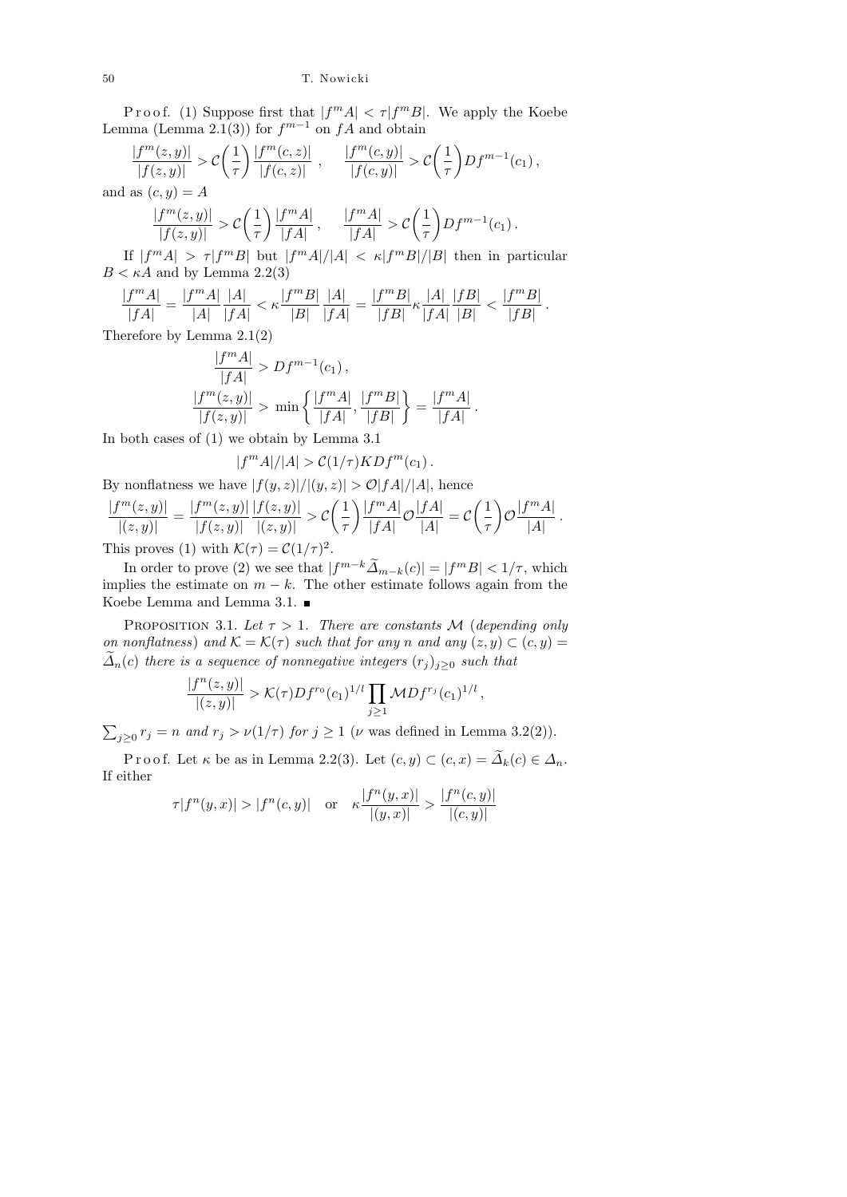Proof. (1) Suppose first that $|f^m A| < \tau |f^m B|$. We apply the Koebe Lemma (Lemma 2.1(3)) for $f^{m-1}$ on $fA$ and obtain

$$\frac{|f^m(z,y)|}{|f(z,y)|} > \mathcal{C}\Big(\frac{1}{\tau}\Big)\frac{|f^m(c,z)|}{|f(c,z)|}\,, \qquad \frac{|f^m(c,y)|}{|f(c,y)|} > \mathcal{C}\Big(\frac{1}{\tau}\Big) Df^{m-1}(c_1)\,,$$

and as $(c,y) = A$

$$\frac{|f^m(z,y)|}{|f(z,y)|} > \mathcal{C}\Big(\frac{1}{\tau}\Big)\frac{|f^m A|}{|fA|}\,, \qquad \frac{|f^m A|}{|fA|} > \mathcal{C}\Big(\frac{1}{\tau}\Big) Df^{m-1}(c_1)\,.$$

If $|f^m A| > \tau |f^m B|$ but $|f^m A|/|A| < \kappa |f^m B|/|B|$ then in particular $B < \kappa A$ and by Lemma 2.2(3)

$$\frac{|f^m A|}{|fA|} = \frac{|f^m A|}{|A|}\frac{|A|}{|fA|} < \kappa \frac{|f^m B|}{|B|}\frac{|A|}{|fA|} = \frac{|f^m B|}{|fB|}\kappa\frac{|A|}{|fA|}\frac{|fB|}{|B|} < \frac{|f^m B|}{|fB|}\,.$$

Therefore by Lemma 2.1(2)

$$\frac{|f^m A|}{|fA|} > Df^{m-1}(c_1)\,,$$

$$\frac{|f^m(z,y)|}{|f(z,y)|} > \min\left\{\frac{|f^m A|}{|fA|}, \frac{|f^m B|}{|fB|}\right\} = \frac{|f^m A|}{|fA|}\,.$$

In both cases of (1) we obtain by Lemma 3.1

$$|f^m A|/|A| > \mathcal{C}(1/\tau) K Df^m(c_1)\,.$$

By nonflatness we have $|f(y,z)|/|(y,z)| > \mathcal{O}|fA|/|A|$, hence

$$\frac{|f^m(z,y)|}{|(z,y)|} = \frac{|f^m(z,y)|}{|f(z,y)|}\frac{|f(z,y)|}{|(z,y)|} > \mathcal{C}\Big(\frac{1}{\tau}\Big)\frac{|f^m A|}{|fA|}\mathcal{O}\frac{|fA|}{|A|} = \mathcal{C}\Big(\frac{1}{\tau}\Big)\mathcal{O}\frac{|f^m A|}{|A|}\,.$$

This proves (1) with $\mathcal{K}(\tau) = \mathcal{C}(1/\tau)^2$.

In order to prove (2) we see that $|f^{m-k}\widetilde{\Delta}_{m-k}(c)| = |f^m B| < 1/\tau$, which implies the estimate on $m-k$. The other estimate follows again from the Koebe Lemma and Lemma 3.1. ∎

Proposition 3.1. *Let $\tau > 1$. There are constants $\mathcal{M}$ (depending only on nonflatness) and $\mathcal{K} = \mathcal{K}(\tau)$ such that for any $n$ and any $(z,y) \subset (c,y) = \widetilde{\Delta}_n(c)$ there is a sequence of nonnegative integers $(r_j)_{j\ge 0}$ such that*

$$\frac{|f^n(z,y)|}{|(z,y)|} > \mathcal{K}(\tau) Df^{r_0}(c_1)^{1/l} \prod_{j\ge 1} \mathcal{M} Df^{r_j}(c_1)^{1/l}\,,$$

*$\sum_{j\ge 0} r_j = n$ and $r_j > \nu(1/\tau)$ for $j \ge 1$ ($\nu$ was defined in Lemma 3.2(2)).*

Proof. Let $\kappa$ be as in Lemma 2.2(3). Let $(c,y) \subset (c,x) = \widetilde{\Delta}_k(c) \in \Delta_n$. If either

$$\tau |f^n(y,x)| > |f^n(c,y)| \quad \text{or} \quad \kappa\frac{|f^n(y,x)|}{|(y,x)|} > \frac{|f^n(c,y)|}{|(c,y)|}$$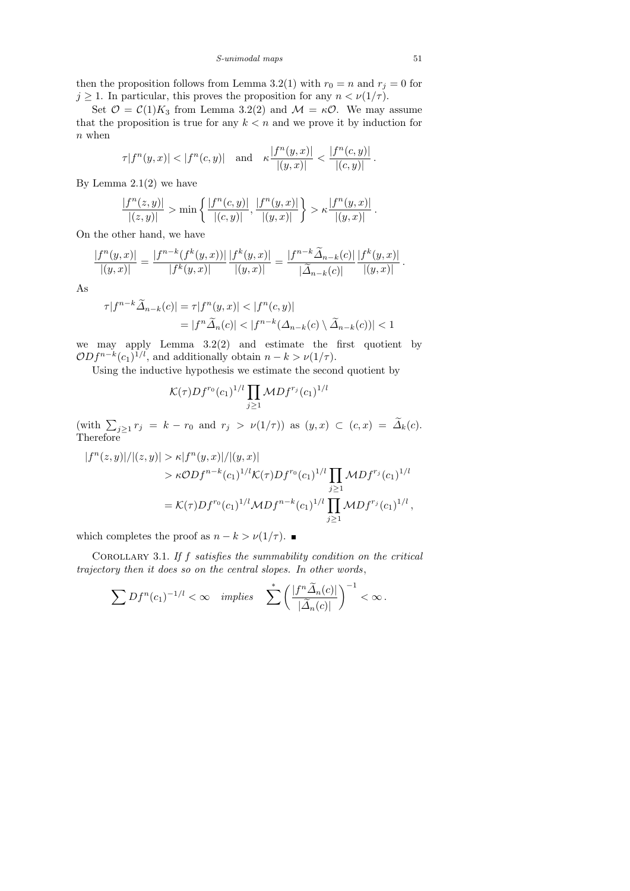then the proposition follows from Lemma 3.2(1) with $r_0 = n$ and $r_j = 0$ for $j \geq 1$. In particular, this proves the proposition for any $n < \nu(1/\tau)$.

Set $\mathcal{O} = \mathcal{C}(1)K_3$ from Lemma 3.2(2) and $\mathcal{M} = \kappa\mathcal{O}$. We may assume that the proposition is true for any $k < n$ and we prove it by induction for $n$ when

$$\tau|f^n(y,x)| < |f^n(c,y)| \quad \text{and} \quad \kappa\frac{|f^n(y,x)|}{|(y,x)|} < \frac{|f^n(c,y)|}{|(c,y)|}\,.$$

By Lemma 2.1(2) we have

$$\frac{|f^n(z,y)|}{|(z,y)|} > \min\left\{\frac{|f^n(c,y)|}{|(c,y)|}, \frac{|f^n(y,x)|}{|(y,x)|}\right\} > \kappa\frac{|f^n(y,x)|}{|(y,x)|}\,.$$

On the other hand, we have

$$\frac{|f^n(y,x)|}{|(y,x)|} = \frac{|f^{n-k}(f^k(y,x))|}{|f^k(y,x)|}\frac{|f^k(y,x)|}{|(y,x)|} = \frac{|f^{n-k}\widetilde{\Delta}_{n-k}(c)|}{|\widetilde{\Delta}_{n-k}(c)|}\frac{|f^k(y,x)|}{|(y,x)|}\,.$$

As

$$\begin{aligned}\tau|f^{n-k}\widetilde{\Delta}_{n-k}(c)| &= \tau|f^n(y,x)| < |f^n(c,y)| \\ &= |f^n\widetilde{\Delta}_n(c)| < |f^{n-k}(\Delta_{n-k}(c)\setminus\widetilde{\Delta}_{n-k}(c))| < 1\end{aligned}$$

we may apply Lemma 3.2(2) and estimate the first quotient by $\mathcal{O}Df^{n-k}(c_1)^{1/l}$, and additionally obtain $n-k > \nu(1/\tau)$.

Using the inductive hypothesis we estimate the second quotient by

$$\mathcal{K}(\tau)Df^{r_0}(c_1)^{1/l}\prod_{j\geq 1}\mathcal{M}Df^{r_j}(c_1)^{1/l}$$

(with $\sum_{j\geq 1} r_j = k - r_0$ and $r_j > \nu(1/\tau)$) as $(y,x) \subset (c,x) = \widetilde{\Delta}_k(c)$. Therefore

$$\begin{aligned}|f^n(z,y)|/|(z,y)| &> \kappa|f^n(y,x)|/|(y,x)| \\ &> \kappa\mathcal{O}Df^{n-k}(c_1)^{1/l}\mathcal{K}(\tau)Df^{r_0}(c_1)^{1/l}\prod_{j\geq 1}\mathcal{M}Df^{r_j}(c_1)^{1/l} \\ &= \mathcal{K}(\tau)Df^{r_0}(c_1)^{1/l}\mathcal{M}Df^{n-k}(c_1)^{1/l}\prod_{j\geq 1}\mathcal{M}Df^{r_j}(c_1)^{1/l}\,,\end{aligned}$$

which completes the proof as $n-k > \nu(1/\tau)$. ■

Corollary 3.1. *If $f$ satisfies the summability condition on the critical trajectory then it does so on the central slopes. In other words*,

$$\sum Df^n(c_1)^{-1/l} < \infty \quad \textit{implies} \quad \sum^{*}\left(\frac{|f^n\widetilde{\Delta}_n(c)|}{|\widetilde{\Delta}_n(c)|}\right)^{-1} < \infty\,.$$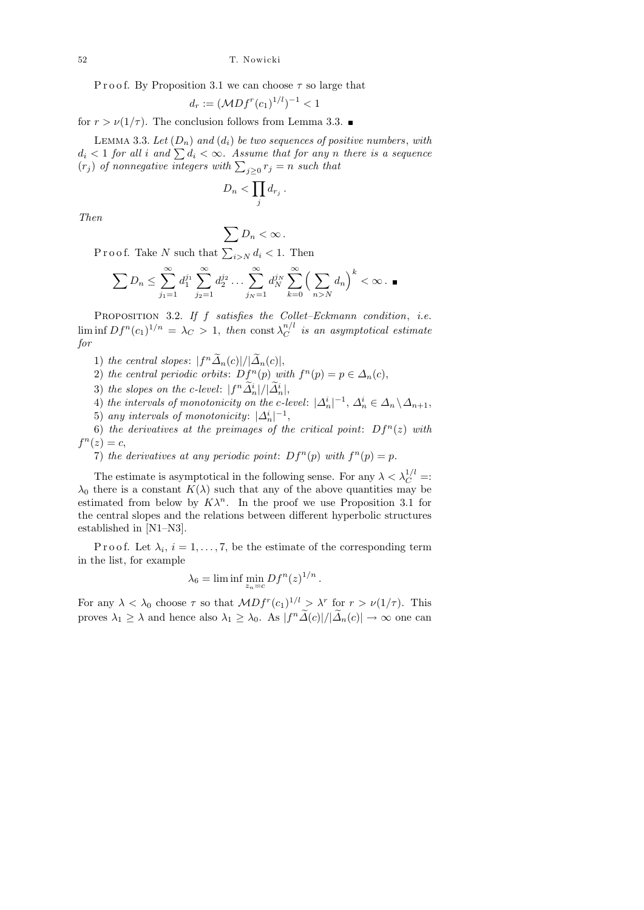Proof. By Proposition 3.1 we can choose $\tau$ so large that

$$d_r := (\mathcal{M}Df^r(c_1)^{1/l})^{-1} < 1$$

for $r > \nu(1/\tau)$. The conclusion follows from Lemma 3.3. ∎

LEMMA 3.3. *Let $(D_n)$ and $(d_i)$ be two sequences of positive numbers, with $d_i < 1$ for all $i$ and $\sum d_i < \infty$. Assume that for any $n$ there is a sequence $(r_j)$ of nonnegative integers with $\sum_{j\geq 0} r_j = n$ such that*

$$D_n < \prod_j d_{r_j}\,.$$

*Then*

$$\sum D_n < \infty\,.$$

Proof. Take $N$ such that $\sum_{i>N} d_i < 1$. Then

$$\sum D_n \leq \sum_{j_1=1}^{\infty} d_1^{j_1} \sum_{j_2=1}^{\infty} d_2^{j_2} \ldots \sum_{j_N=1}^{\infty} d_N^{j_N} \sum_{k=0}^{\infty} \Big(\sum_{n>N} d_n\Big)^k < \infty\,. \ ∎$$

PROPOSITION 3.2. *If $f$ satisfies the Collet–Eckmann condition, i.e. $\liminf Df^n(c_1)^{1/n} = \lambda_C > 1$, then $\mathrm{const}\,\lambda_C^{n/l}$ is an asymptotical estimate for*

1) *the central slopes: $|f^n\widetilde{\Delta}_n(c)|/|\widetilde{\Delta}_n(c)|$,*
2) *the central periodic orbits: $Df^n(p)$ with $f^n(p) = p \in \Delta_n(c)$,*
3) *the slopes on the $c$-level: $|f^n\widetilde{\Delta}_n^i|/|\widetilde{\Delta}_n^i|$,*
4) *the intervals of monotonicity on the $c$-level: $|\Delta_n^i|^{-1}$, $\Delta_n^i \in \Delta_n \setminus \Delta_{n+1}$,*
5) *any intervals of monotonicity: $|\Delta_n^i|^{-1}$,*
6) *the derivatives at the preimages of the critical point: $Df^n(z)$ with $f^n(z) = c$,*
7) *the derivatives at any periodic point: $Df^n(p)$ with $f^n(p) = p$.*

The estimate is asymptotical in the following sense. For any $\lambda < \lambda_C^{1/l} =: \lambda_0$ there is a constant $K(\lambda)$ such that any of the above quantities may be estimated from below by $K\lambda^n$. In the proof we use Proposition 3.1 for the central slopes and the relations between different hyperbolic structures established in [N1–N3].

Proof. Let $\lambda_i$, $i = 1, \ldots, 7$, be the estimate of the corresponding term in the list, for example

$$\lambda_6 = \liminf \min_{z_n=c} Df^n(z)^{1/n}\,.$$

For any $\lambda < \lambda_0$ choose $\tau$ so that $\mathcal{M}Df^r(c_1)^{1/l} > \lambda^r$ for $r > \nu(1/\tau)$. This proves $\lambda_1 \geq \lambda$ and hence also $\lambda_1 \geq \lambda_0$. As $|f^n\widetilde{\Delta}(c)|/|\widetilde{\Delta}_n(c)| \to \infty$ one can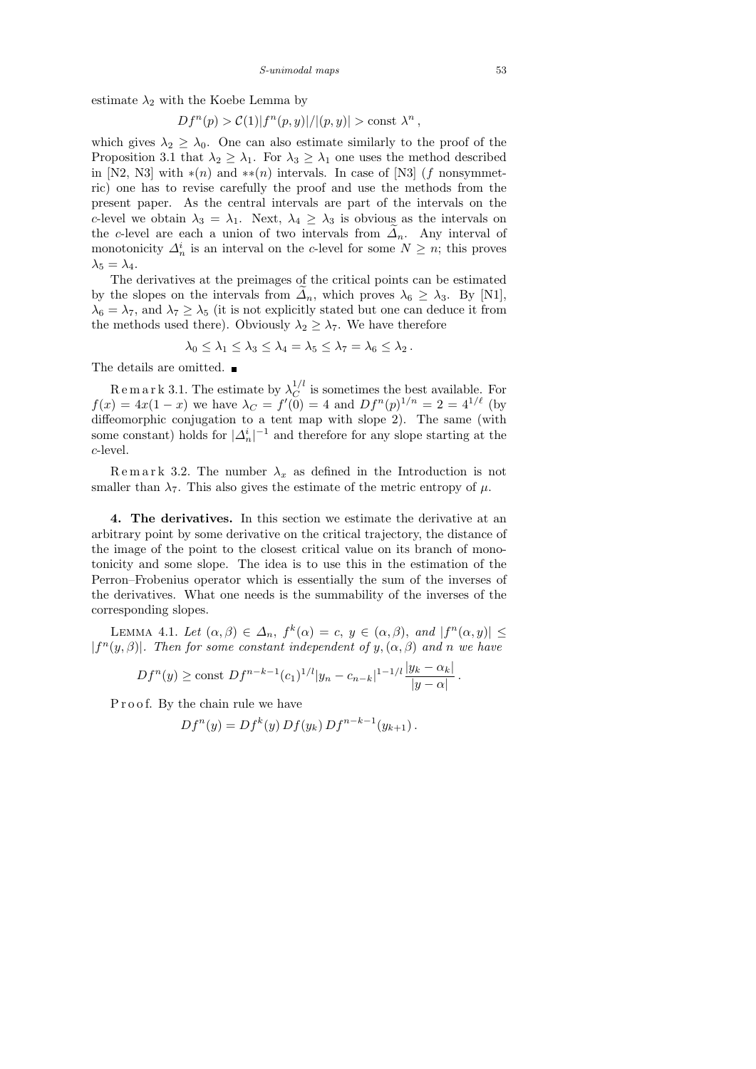estimate $\lambda_2$ with the Koebe Lemma by

$$Df^n(p) > \mathcal{C}(1)|f^n(p,y)|/|(p,y)| > \text{const } \lambda^n ,$$

which gives $\lambda_2 \geq \lambda_0$. One can also estimate similarly to the proof of the Proposition 3.1 that $\lambda_2 \geq \lambda_1$. For $\lambda_3 \geq \lambda_1$ one uses the method described in [N2, N3] with $*(n)$ and $**(n)$ intervals. In case of [N3] ($f$ nonsymmetric) one has to revise carefully the proof and use the methods from the present paper. As the central intervals are part of the intervals on the $c$-level we obtain $\lambda_3 = \lambda_1$. Next, $\lambda_4 \geq \lambda_3$ is obvious as the intervals on the $c$-level are each a union of two intervals from $\widetilde{\Delta}_n$. Any interval of monotonicity $\Delta_n^i$ is an interval on the $c$-level for some $N \geq n$; this proves $\lambda_5 = \lambda_4$.

The derivatives at the preimages of the critical points can be estimated by the slopes on the intervals from $\widetilde{\Delta}_n$, which proves $\lambda_6 \geq \lambda_3$. By [N1], $\lambda_6 = \lambda_7$, and $\lambda_7 \geq \lambda_5$ (it is not explicitly stated but one can deduce it from the methods used there). Obviously $\lambda_2 \geq \lambda_7$. We have therefore

$$\lambda_0 \leq \lambda_1 \leq \lambda_3 \leq \lambda_4 = \lambda_5 \leq \lambda_7 = \lambda_6 \leq \lambda_2 .$$

The details are omitted. ■

Remark 3.1. The estimate by $\lambda_C^{1/l}$ is sometimes the best available. For $f(x) = 4x(1-x)$ we have $\lambda_C = f'(0) = 4$ and $Df^n(p)^{1/n} = 2 = 4^{1/\ell}$ (by diffeomorphic conjugation to a tent map with slope 2). The same (with some constant) holds for $|\Delta_n^i|^{-1}$ and therefore for any slope starting at the $c$-level.

Remark 3.2. The number $\lambda_x$ as defined in the Introduction is not smaller than $\lambda_7$. This also gives the estimate of the metric entropy of $\mu$.

**4. The derivatives.** In this section we estimate the derivative at an arbitrary point by some derivative on the critical trajectory, the distance of the image of the point to the closest critical value on its branch of monotonicity and some slope. The idea is to use this in the estimation of the Perron–Frobenius operator which is essentially the sum of the inverses of the derivatives. What one needs is the summability of the inverses of the corresponding slopes.

Lemma 4.1. *Let $(\alpha,\beta) \in \Delta_n$, $f^k(\alpha) = c$, $y \in (\alpha,\beta)$, and $|f^n(\alpha,y)| \leq |f^n(y,\beta)|$. Then for some constant independent of $y,(\alpha,\beta)$ and $n$ we have*

$$Df^n(y) \geq \text{const } Df^{n-k-1}(c_1)^{1/l}|y_n - c_{n-k}|^{1-1/l}\frac{|y_k - \alpha_k|}{|y-\alpha|} .$$

Proof. By the chain rule we have

$$Df^n(y) = Df^k(y)\,Df(y_k)\,Df^{n-k-1}(y_{k+1}) .$$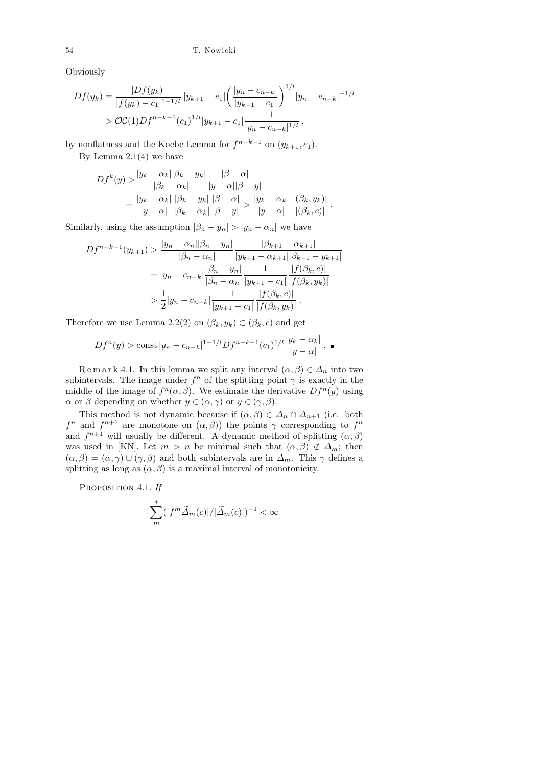Obviously

$$
\begin{aligned}
Df(y_k) &= \frac{|Df(y_k)|}{|f(y_k)-c_1|^{1-1/l}}\,|y_{k+1}-c_1|\bigg(\frac{|y_n-c_{n-k}|}{|y_{k+1}-c_1|}\bigg)^{1/l}|y_n-c_{n-k}|^{-1/l} \\
&> \mathcal{OC}(1)Df^{n-k-1}(c_1)^{1/l}|y_{k+1}-c_1|\frac{1}{|y_n-c_{n-k}|^{1/l}}\,,
\end{aligned}
$$

by nonflatness and the Koebe Lemma for $f^{n-k-1}$ on $(y_{k+1},c_1)$.

By Lemma 2.1(4) we have

$$
\begin{aligned}
Df^k(y) &> \frac{|y_k-\alpha_k||\beta_k-y_k|}{|\beta_k-\alpha_k|}\frac{|\beta-\alpha|}{|y-\alpha||\beta-y|} \\
&= \frac{|y_k-\alpha_k|}{|y-\alpha|}\frac{|\beta_k-y_k|}{|\beta_k-\alpha_k|}\frac{|\beta-\alpha|}{|\beta-y|} > \frac{|y_k-\alpha_k|}{|y-\alpha|}\,\frac{|(\beta_k,y_k)|}{|(\beta_k,c)|}\,.
\end{aligned}
$$

Similarly, using the assumption $|\beta_n-y_n|>|y_n-\alpha_n|$ we have

$$
\begin{aligned}
Df^{n-k-1}(y_{k+1}) &> \frac{|y_n-\alpha_n||\beta_n-y_n|}{|\beta_n-\alpha_n|}\frac{|\beta_{k+1}-\alpha_{k+1}|}{|y_{k+1}-\alpha_{k+1}||\beta_{k+1}-y_{k+1}|} \\
&= |y_n-c_{n-k}|\frac{|\beta_n-y_n|}{|\beta_n-\alpha_n|}\frac{1}{|y_{k+1}-c_1|}\frac{|f(\beta_k,c)|}{|f(\beta_k,y_k)|} \\
&> \frac{1}{2}|y_n-c_{n-k}|\frac{1}{|y_{k+1}-c_1|}\frac{|f(\beta_k,c)|}{|f(\beta_k,y_k)|}\,.
\end{aligned}
$$

Therefore we use Lemma 2.2(2) on $(\beta_k,y_k)\subset(\beta_k,c)$ and get

$$
Df^n(y) > \text{const}\,|y_n-c_{n-k}|^{1-1/l}Df^{n-k-1}(c_1)^{1/l}\frac{|y_k-\alpha_k|}{|y-\alpha|}\,. \ \blacksquare
$$

Remark 4.1. In this lemma we split any interval $(\alpha,\beta)\in\Delta_n$ into two subintervals. The image under $f^n$ of the splitting point $\gamma$ is exactly in the middle of the image of $f^n(\alpha,\beta)$. We estimate the derivative $Df^n(y)$ using $\alpha$ or $\beta$ depending on whether $y\in(\alpha,\gamma)$ or $y\in(\gamma,\beta)$.

This method is not dynamic because if $(\alpha,\beta)\in\Delta_n\cap\Delta_{n+1}$ (i.e. both $f^n$ and $f^{n+1}$ are monotone on $(\alpha,\beta)$) the points $\gamma$ corresponding to $f^n$ and $f^{n+1}$ will usually be different. A dynamic method of splitting $(\alpha,\beta)$ was used in [KN]. Let $m>n$ be minimal such that $(\alpha,\beta)\notin\Delta_m$; then $(\alpha,\beta)=(\alpha,\gamma)\cup(\gamma,\beta)$ and both subintervals are in $\Delta_m$. This $\gamma$ defines a splitting as long as $(\alpha,\beta)$ is a maximal interval of monotonicity.

Proposition 4.1. *If*

$$
\sum_m^{*}(|f^m\widetilde{\Delta}_m(c)|/|\widetilde{\Delta}_m(c)|)^{-1}<\infty
$$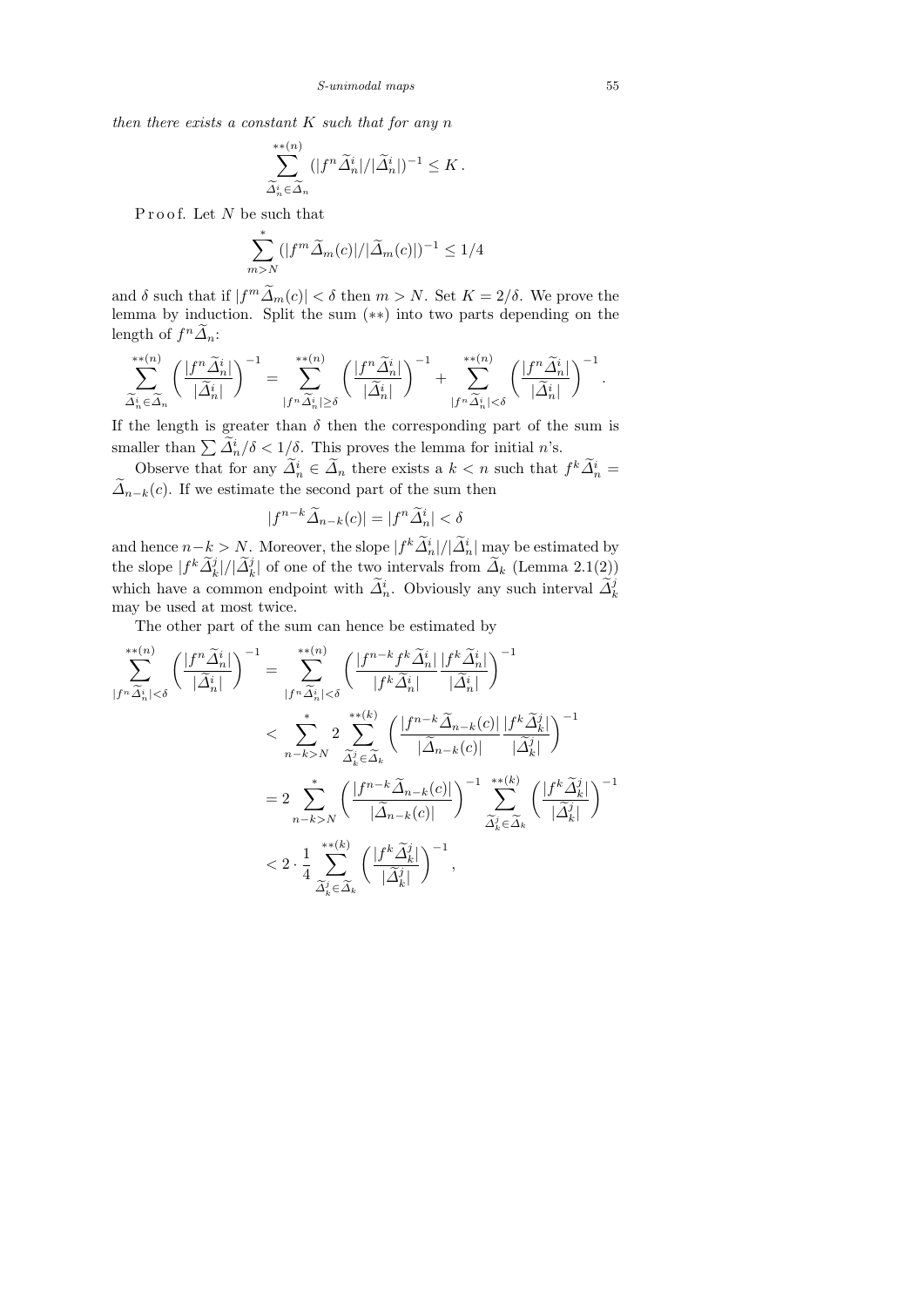*then there exists a constant $K$ such that for any $n$*

$$\sum_{\widetilde{\Delta}_n^i \in \widetilde{\Delta}_n}^{**(n)} (|f^n \widetilde{\Delta}_n^i| / |\widetilde{\Delta}_n^i|)^{-1} \le K\,.$$

Proof. Let $N$ be such that

$$\sum_{m>N}^{*} (|f^m \widetilde{\Delta}_m(c)| / |\widetilde{\Delta}_m(c)|)^{-1} \le 1/4$$

and $\delta$ such that if $|f^m \widetilde{\Delta}_m(c)| < \delta$ then $m > N$. Set $K = 2/\delta$. We prove the lemma by induction. Split the sum $(**)$ into two parts depending on the length of $f^n \widetilde{\Delta}_n$:

$$\sum_{\widetilde{\Delta}_n^i \in \widetilde{\Delta}_n}^{**(n)} \left( \frac{|f^n \widetilde{\Delta}_n^i|}{|\widetilde{\Delta}_n^i|} \right)^{-1} = \sum_{|f^n \widetilde{\Delta}_n^i| \ge \delta}^{**(n)} \left( \frac{|f^n \widetilde{\Delta}_n^i|}{|\widetilde{\Delta}_n^i|} \right)^{-1} + \sum_{|f^n \widetilde{\Delta}_n^i| < \delta}^{**(n)} \left( \frac{|f^n \widetilde{\Delta}_n^i|}{|\widetilde{\Delta}_n^i|} \right)^{-1}.$$

If the length is greater than $\delta$ then the corresponding part of the sum is smaller than $\sum \widetilde{\Delta}_n^i / \delta < 1/\delta$. This proves the lemma for initial $n$'s.

Observe that for any $\widetilde{\Delta}_n^i \in \widetilde{\Delta}_n$ there exists a $k < n$ such that $f^k \widetilde{\Delta}_n^i = \widetilde{\Delta}_{n-k}(c)$. If we estimate the second part of the sum then

$$|f^{n-k} \widetilde{\Delta}_{n-k}(c)| = |f^n \widetilde{\Delta}_n^i| < \delta$$

and hence $n-k > N$. Moreover, the slope $|f^k \widetilde{\Delta}_n^i| / |\widetilde{\Delta}_n^i|$ may be estimated by the slope $|f^k \widetilde{\Delta}_k^j| / |\widetilde{\Delta}_k^j|$ of one of the two intervals from $\widetilde{\Delta}_k$ (Lemma 2.1(2)) which have a common endpoint with $\widetilde{\Delta}_n^i$. Obviously any such interval $\widetilde{\Delta}_k^j$ may be used at most twice.

The other part of the sum can hence be estimated by

$$\begin{aligned}
\sum_{|f^n \widetilde{\Delta}_n^i| < \delta}^{**(n)} \left( \frac{|f^n \widetilde{\Delta}_n^i|}{|\widetilde{\Delta}_n^i|} \right)^{-1} &= \sum_{|f^n \widetilde{\Delta}_n^i| < \delta}^{**(n)} \left( \frac{|f^{n-k} f^k \widetilde{\Delta}_n^i|}{|f^k \widetilde{\Delta}_n^i|} \frac{|f^k \widetilde{\Delta}_n^i|}{|\widetilde{\Delta}_n^i|} \right)^{-1} \\
&< \sum_{n-k>N}^{*} 2 \sum_{\widetilde{\Delta}_k^j \in \widetilde{\Delta}_k}^{**(k)} \left( \frac{|f^{n-k} \widetilde{\Delta}_{n-k}(c)|}{|\widetilde{\Delta}_{n-k}(c)|} \frac{|f^k \widetilde{\Delta}_k^j|}{|\widetilde{\Delta}_k^j|} \right)^{-1} \\
&= 2 \sum_{n-k>N}^{*} \left( \frac{|f^{n-k} \widetilde{\Delta}_{n-k}(c)|}{|\widetilde{\Delta}_{n-k}(c)|} \right)^{-1} \sum_{\widetilde{\Delta}_k^j \in \widetilde{\Delta}_k}^{**(k)} \left( \frac{|f^k \widetilde{\Delta}_k^j|}{|\widetilde{\Delta}_k^j|} \right)^{-1} \\
&< 2 \cdot \frac{1}{4} \sum_{\widetilde{\Delta}_k^j \in \widetilde{\Delta}_k}^{**(k)} \left( \frac{|f^k \widetilde{\Delta}_k^j|}{|\widetilde{\Delta}_k^j|} \right)^{-1},
\end{aligned}$$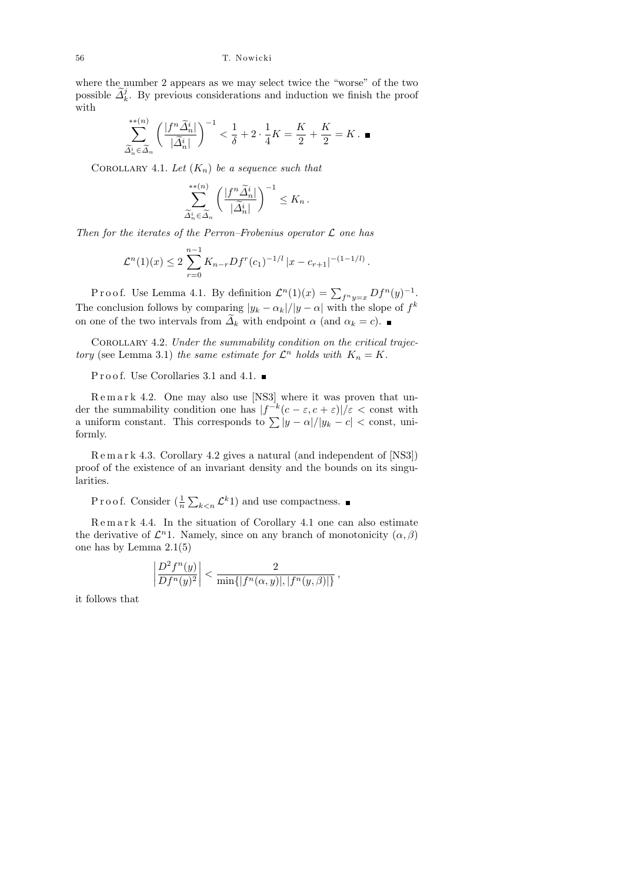where the number 2 appears as we may select twice the "worse" of the two possible $\widetilde{\Delta}_k^j$. By previous considerations and induction we finish the proof with

$$\sum_{\widetilde{\Delta}_n^i \in \widetilde{\Delta}_n}^{**(n)} \left( \frac{|f^n \widetilde{\Delta}_n^i|}{|\widetilde{\Delta}_n^i|} \right)^{-1} < \frac{1}{\delta} + 2 \cdot \frac{1}{4} K = \frac{K}{2} + \frac{K}{2} = K\,. \ ■$$

Corollary 4.1. *Let $(K_n)$ be a sequence such that*

$$\sum_{\widetilde{\Delta}_n^i \in \widetilde{\Delta}_n}^{**(n)} \left( \frac{|f^n \widetilde{\Delta}_n^i|}{|\widetilde{\Delta}_n^i|} \right)^{-1} \le K_n\,.$$

*Then for the iterates of the Perron–Frobenius operator $\mathcal{L}$ one has*

$$\mathcal{L}^n(1)(x) \le 2 \sum_{r=0}^{n-1} K_{n-r} Df^r(c_1)^{-1/l} \, |x - c_{r+1}|^{-(1-1/l)}\,.$$

Proof. Use Lemma 4.1. By definition $\mathcal{L}^n(1)(x) = \sum_{f^n y = x} Df^n(y)^{-1}$. The conclusion follows by comparing $|y_k - \alpha_k|/|y - \alpha|$ with the slope of $f^k$ on one of the two intervals from $\widetilde{\Delta}_k$ with endpoint $\alpha$ (and $\alpha_k = c$). ■

Corollary 4.2. *Under the summability condition on the critical trajectory* (see Lemma 3.1) *the same estimate for $\mathcal{L}^n$ holds with $K_n = K$.*

Proof. Use Corollaries 3.1 and 4.1. ■

Remark 4.2. One may also use [NS3] where it was proven that under the summability condition one has $|f^{-k}(c - \varepsilon, c + \varepsilon)|/\varepsilon <$ const with a uniform constant. This corresponds to $\sum |y - \alpha|/|y_k - c| <$ const, uniformly.

Remark 4.3. Corollary 4.2 gives a natural (and independent of [NS3]) proof of the existence of an invariant density and the bounds on its singularities.

Proof. Consider $(\frac{1}{n} \sum_{k<n} \mathcal{L}^k 1)$ and use compactness. ■

Remark 4.4. In the situation of Corollary 4.1 one can also estimate the derivative of $\mathcal{L}^n 1$. Namely, since on any branch of monotonicity $(\alpha, \beta)$ one has by Lemma 2.1(5)

$$\left| \frac{D^2 f^n(y)}{Df^n(y)^2} \right| < \frac{2}{\min\{|f^n(\alpha, y)|, |f^n(y, \beta)|\}}\,,$$

it follows that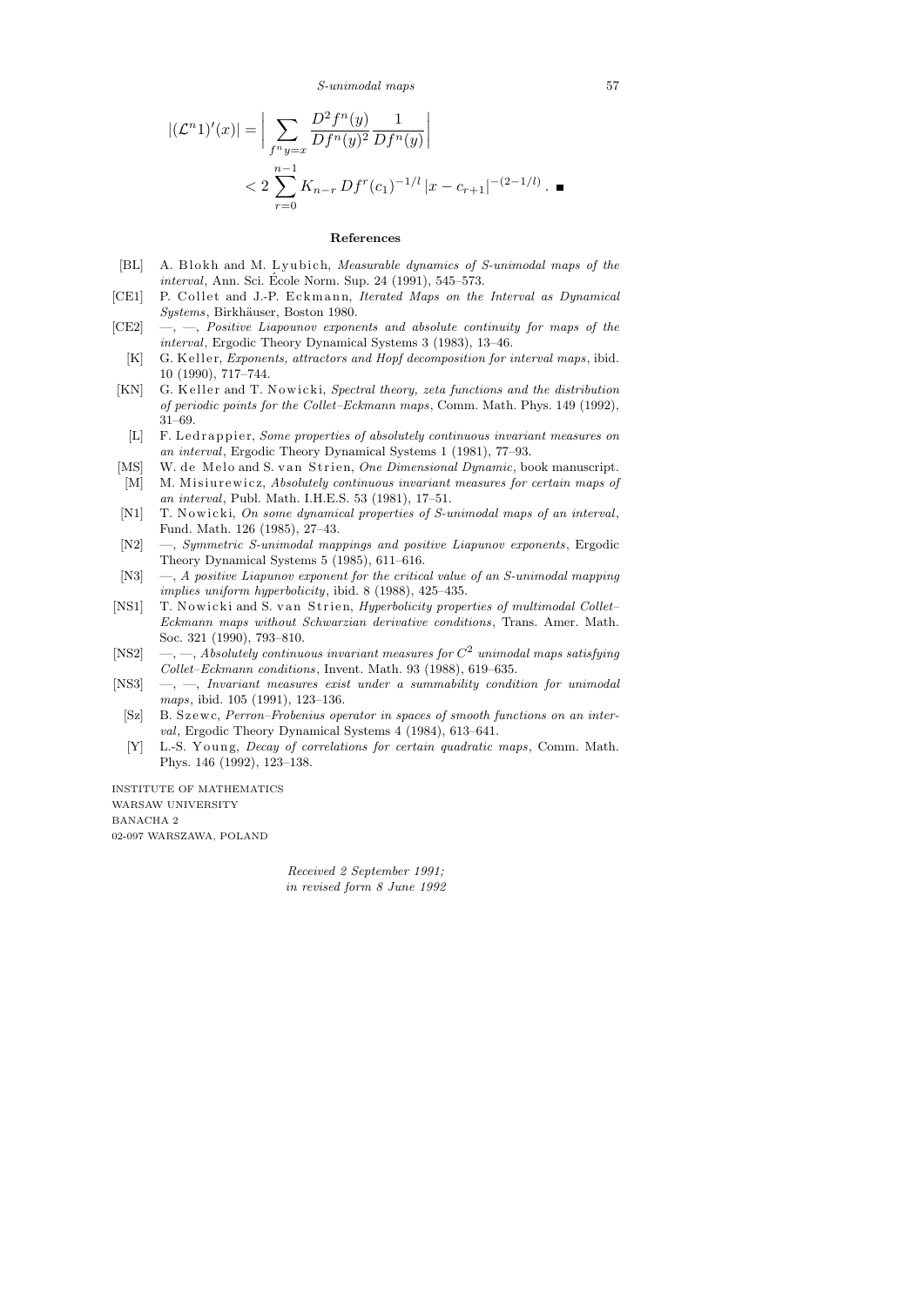$$|(\mathcal{L}^n 1)'(x)| = \left| \sum_{f^n y = x} \frac{D^2 f^n(y)}{Df^n(y)^2} \frac{1}{Df^n(y)} \right|$$

$$< 2 \sum_{r=0}^{n-1} K_{n-r}\, Df^r(c_1)^{-1/l}\, |x - c_{r+1}|^{-(2-1/l)} . \ \blacksquare$$

## References

[BL] A. Blokh and M. Lyubich, *Measurable dynamics of S-unimodal maps of the interval*, Ann. Sci. École Norm. Sup. 24 (1991), 545–573.

[CE1] P. Collet and J.-P. Eckmann, *Iterated Maps on the Interval as Dynamical Systems*, Birkhäuser, Boston 1980.

[CE2] —, —, *Positive Liapounov exponents and absolute continuity for maps of the interval*, Ergodic Theory Dynamical Systems 3 (1983), 13–46.

[K] G. Keller, *Exponents, attractors and Hopf decomposition for interval maps*, ibid. 10 (1990), 717–744.

[KN] G. Keller and T. Nowicki, *Spectral theory, zeta functions and the distribution of periodic points for the Collet–Eckmann maps*, Comm. Math. Phys. 149 (1992), 31–69.

[L] F. Ledrappier, *Some properties of absolutely continuous invariant measures on an interval*, Ergodic Theory Dynamical Systems 1 (1981), 77–93.

[MS] W. de Melo and S. van Strien, *One Dimensional Dynamic*, book manuscript.

[M] M. Misiurewicz, *Absolutely continuous invariant measures for certain maps of an interval*, Publ. Math. I.H.E.S. 53 (1981), 17–51.

[N1] T. Nowicki, *On some dynamical properties of S-unimodal maps of an interval*, Fund. Math. 126 (1985), 27–43.

[N2] —, *Symmetric S-unimodal mappings and positive Liapunov exponents*, Ergodic Theory Dynamical Systems 5 (1985), 611–616.

[N3] —, *A positive Liapunov exponent for the critical value of an S-unimodal mapping implies uniform hyperbolicity*, ibid. 8 (1988), 425–435.

[NS1] T. Nowicki and S. van Strien, *Hyperbolicity properties of multimodal Collet–Eckmann maps without Schwarzian derivative conditions*, Trans. Amer. Math. Soc. 321 (1990), 793–810.

[NS2] —, —, *Absolutely continuous invariant measures for $C^2$ unimodal maps satisfying Collet–Eckmann conditions*, Invent. Math. 93 (1988), 619–635.

[NS3] —, —, *Invariant measures exist under a summability condition for unimodal maps*, ibid. 105 (1991), 123–136.

[Sz] B. Szewc, *Perron–Frobenius operator in spaces of smooth functions on an interval*, Ergodic Theory Dynamical Systems 4 (1984), 613–641.

[Y] L.-S. Young, *Decay of correlations for certain quadratic maps*, Comm. Math. Phys. 146 (1992), 123–138.

INSTITUTE OF MATHEMATICS
WARSAW UNIVERSITY
BANACHA 2
02-097 WARSZAWA, POLAND

*Received 2 September 1991;*
*in revised form 8 June 1992*